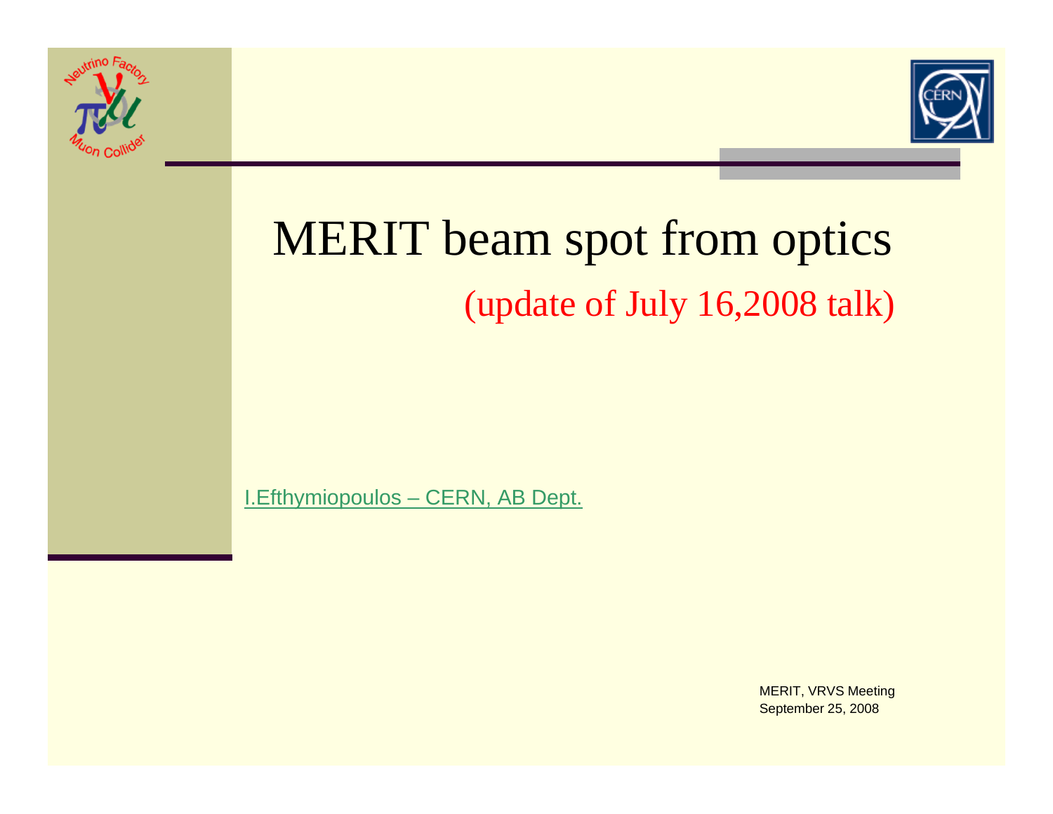# MERIT beam spot from optics

## (update of July 16,2008 talk)

I.Efthymiopoulos – CERN, AB Dept.

MERIT, VRVS Meeting
September 25, 2008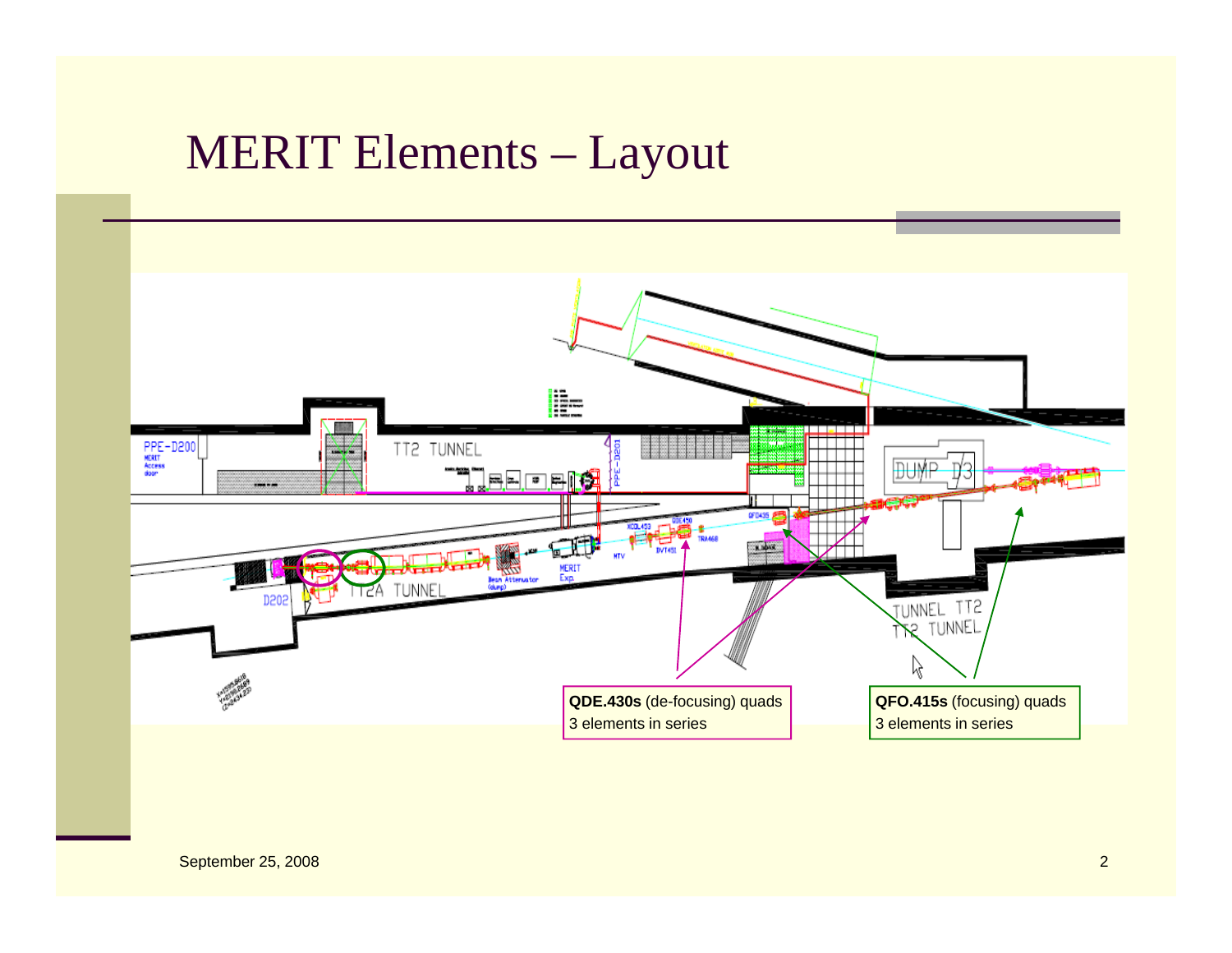# MERIT Elements – Layout

TT2 TUNNEL

PPE-D200

MERIT Access door

PPE-D201

DUMP D3

TT2A TUNNEL

D202

Beam Attenuator (dump)

MERIT Exp.

TUNNEL TT2

TT2 TUNNEL

**QDE.430s** (de-focusing) quads
3 elements in series

**QFO.415s** (focusing) quads
3 elements in series

September 25, 2008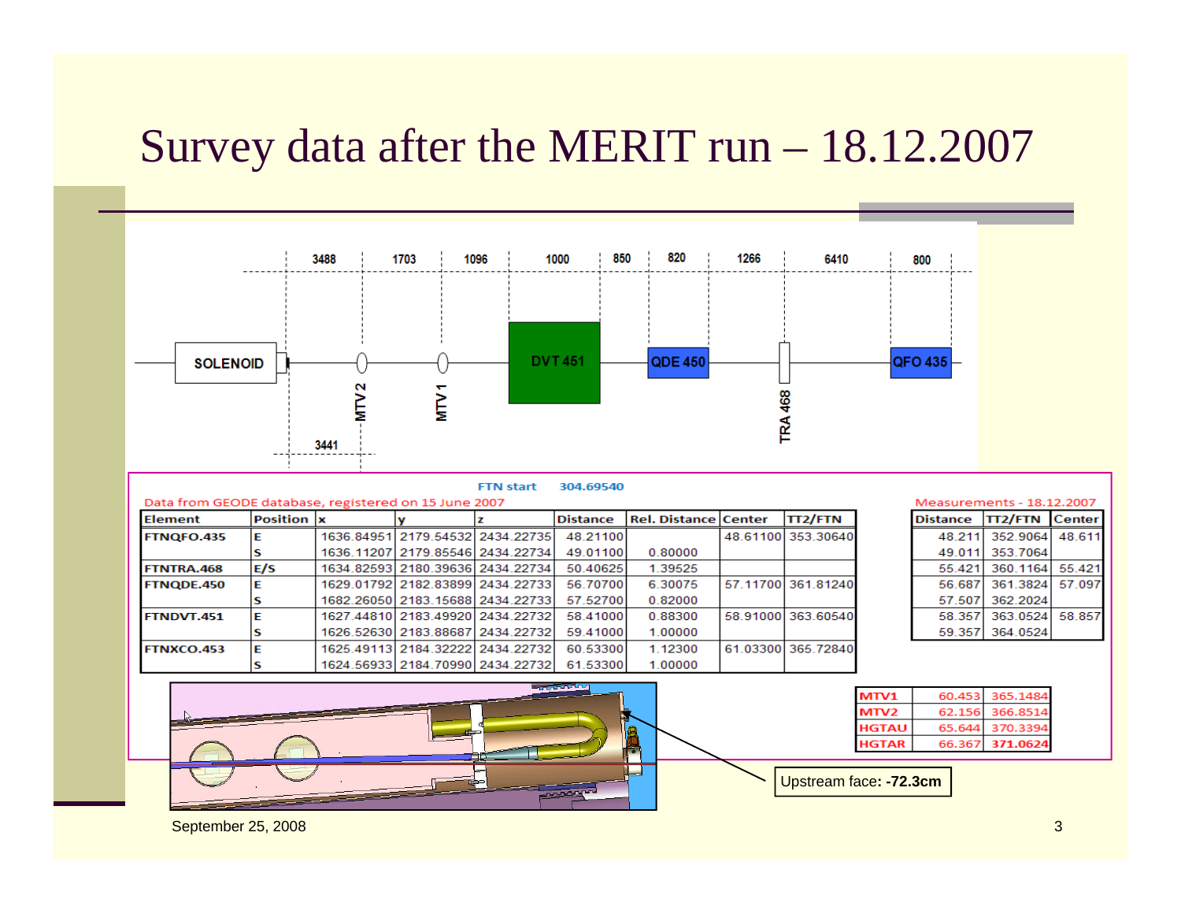# Survey data after the MERIT run – 18.12.2007

3488
1703
1096
1000
850
820
1266
6410
800

SOLENOID
MTV2
MTV1
DVT 451
QDE 450
TRA 468
QFO 435

3441

FTN start 304.69540

Data from GEODE database, registered on 15 June 2007

| Element | Position | x | y | z | Distance | Rel. Distance | Center | TT2/FTN |
|---|---|---|---|---|---|---|---|---|
| FTNQFO.435 | E | 1636.84951 | 2179.54532 | 2434.22735 | 48.21100 | | 48.61100 | 353.30640 |
| | S | 1636.11207 | 2179.85546 | 2434.22734 | 49.01100 | 0.80000 | | |
| FTNTRA.468 | E/S | 1634.82593 | 2180.39636 | 2434.22734 | 50.40625 | 1.39525 | | |
| FTNQDE.450 | E | 1629.01792 | 2182.83899 | 2434.22733 | 56.70700 | 6.30075 | 57.11700 | 361.81240 |
| | S | 1682.26050 | 2183.15688 | 2434.22733 | 57.52700 | 0.82000 | | |
| FTNDVT.451 | E | 1627.44810 | 2183.49920 | 2434.22732 | 58.41000 | 0.88300 | 58.91000 | 363.60540 |
| | S | 1626.52630 | 2183.88687 | 2434.22732 | 59.41000 | 1.00000 | | |
| FTNXCO.453 | E | 1625.49113 | 2184.32222 | 2434.22732 | 60.53300 | 1.12300 | 61.03300 | 365.72840 |
| | S | 1624.56933 | 2184.70990 | 2434.22732 | 61.53300 | 1.00000 | | |

Measurements - 18.12.2007

| Distance | TT2/FTN | Center |
|---|---|---|
| 48.211 | 352.9064 | 48.611 |
| 49.011 | 353.7064 | |
| 55.421 | 360.1164 | 55.421 |
| 56.687 | 361.3824 | 57.097 |
| 57.507 | 362.2024 | |
| 58.357 | 363.0524 | 58.857 |
| 59.357 | 364.0524 | |

| | | |
|---|---|---|
| MTV1 | 60.453 | 365.1484 |
| MTV2 | 62.156 | 366.8514 |
| HGTAU | 65.644 | 370.3394 |
| HGTAR | 66.367 | 371.0624 |

Upstream face: **-72.3cm**

September 25, 2008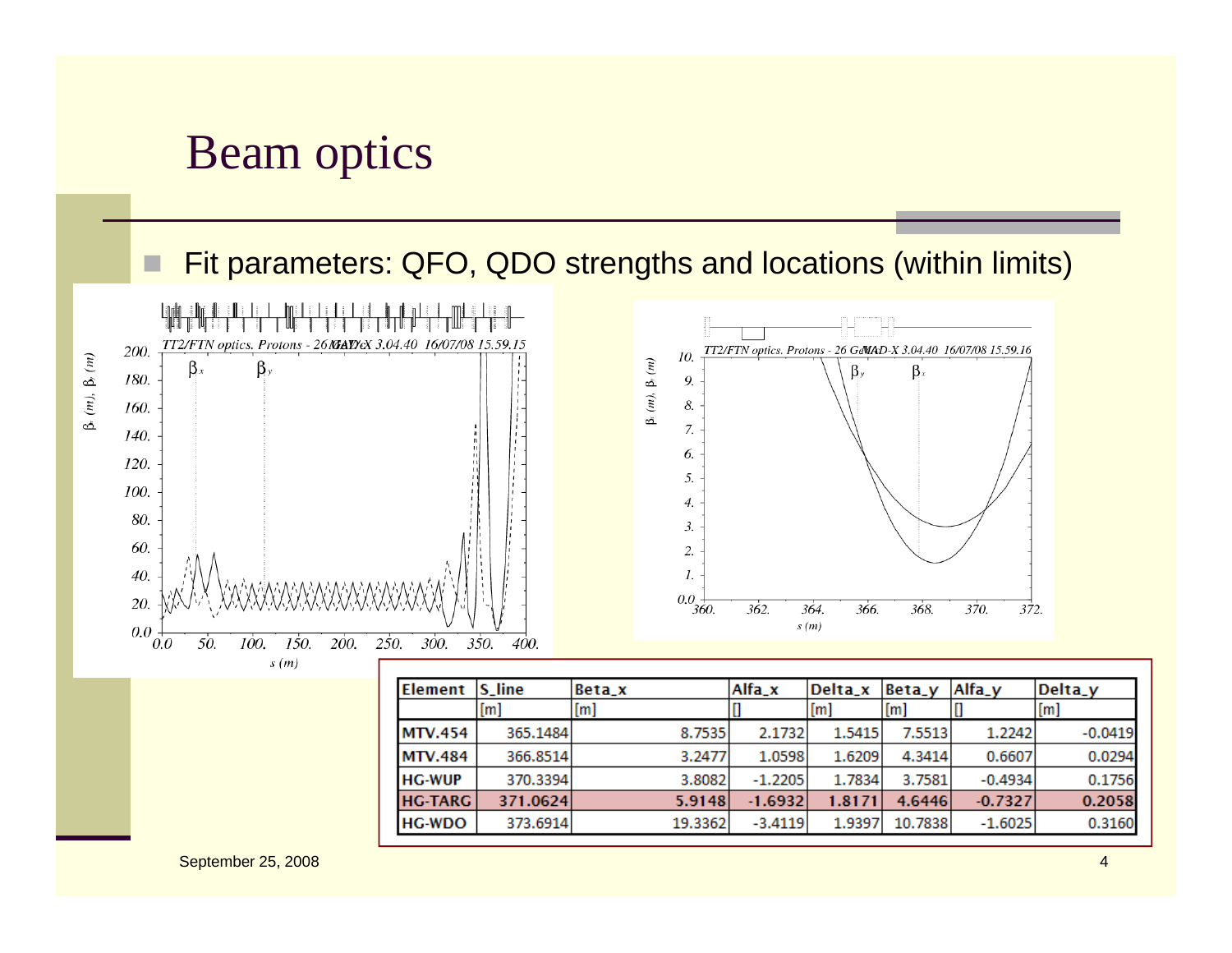# Beam optics

- Fit parameters: QFO, QDO strengths and locations (within limits)

TT2/FTN optics. Protons - 26 GeV MAD-X 3.04.40 16/07/08 15.59.15

$\beta_x$ (m), $\beta_y$ (m)

200.
180.
160.
140.
120.
100.
80.
60.
40.
20.
0.0

$\beta_x$ $\beta_y$

0.0 50. 100. 150. 200. 250. 300. 350. 400.

s (m)

TT2/FTN optics. Protons - 26 GeV MAD-X 3.04.40 16/07/08 15.59.16

$\beta_x$ (m), $\beta_y$ (m)

10.
9.
8.
7.
6.
5.
4.
3.
2.
1.
0.0

$\beta_y$ $\beta_x$

360. 362. 364. 366. 368. 370. 372.

s (m)

| Element | S_line | Beta_x | Alfa_x | Delta_x | Beta_y | Alfa_y | Delta_y |
|---|---|---|---|---|---|---|---|
| | [m] | [m] | [] | [m] | [m] | [] | [m] |
| MTV.454 | 365.1484 | 8.7535 | 2.1732 | 1.5415 | 7.5513 | 1.2242 | -0.0419 |
| MTV.484 | 366.8514 | 3.2477 | 1.0598 | 1.6209 | 4.3414 | 0.6607 | 0.0294 |
| HG-WUP | 370.3394 | 3.8082 | -1.2205 | 1.7834 | 3.7581 | -0.4934 | 0.1756 |
| **HG-TARG** | **371.0624** | **5.9148** | **-1.6932** | **1.8171** | **4.6446** | **-0.7327** | **0.2058** |
| HG-WDO | 373.6914 | 19.3362 | -3.4119 | 1.9397 | 10.7838 | -1.6025 | 0.3160 |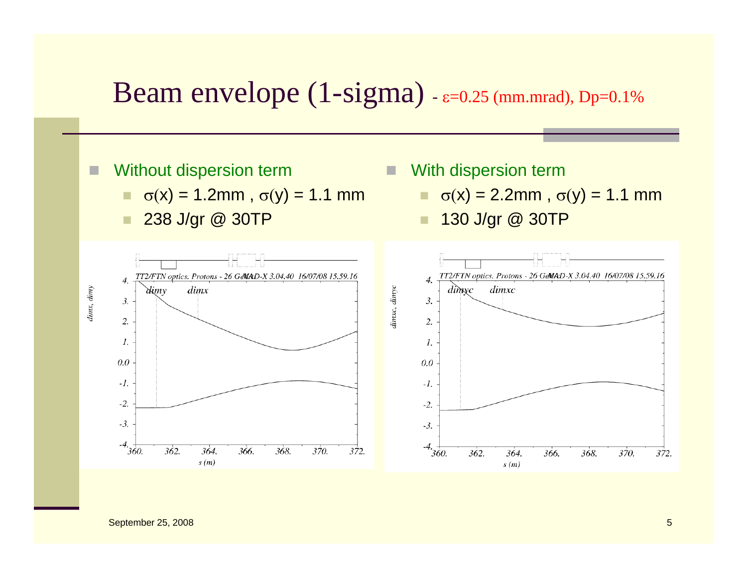# Beam envelope (1-sigma) - $\varepsilon$=0.25 (mm.mrad), Dp=0.1%

- Without dispersion term
  - $\sigma$(x) = 1.2mm , $\sigma$(y) = 1.1 mm
  - 238 J/gr @ 30TP

- With dispersion term
  - $\sigma$(x) = 2.2mm , $\sigma$(y) = 1.1 mm
  - 130 J/gr @ 30TP

TT2/FTN optics. Protons - 26 GeV MAD-X 3.04.40 16/07/08 15.59.16

dimy dimx

dimx, dimy

4. 3. 2. 1. 0.0 -1. -2. -3. -4.

360. 362. 364. 366. 368. 370. 372.

s (m)

TT2/FTN optics. Protons - 26 GeV MAD-X 3.04.40 16/07/08 15.59.16

dimyc dimxc

dimxc, dimyc

4. 3. 2. 1. 0.0 -1. -2. -3. -4.

360. 362. 364. 366. 368. 370. 372.

s (m)

September 25, 2008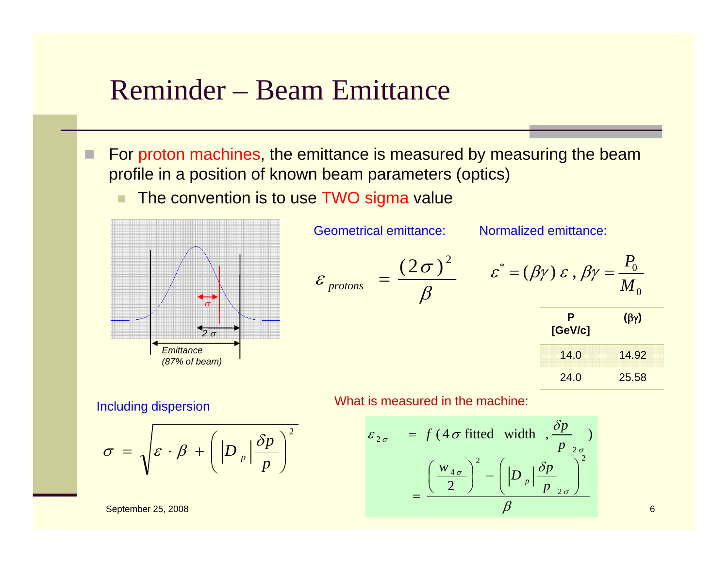# Reminder – Beam Emittance

- For proton machines, the emittance is measured by measuring the beam profile in a position of known beam parameters (optics)
  - The convention is to use TWO sigma value

$\sigma$

$2\,\sigma$

*Emittance*
*(87% of beam)*

Geometrical emittance:

$$\varepsilon_{protons} = \frac{(2\sigma)^2}{\beta}$$

Normalized emittance:

$$\varepsilon^* = (\beta\gamma)\,\varepsilon\,,\ \beta\gamma = \frac{P_0}{M_0}$$

| P [GeV/c] | $(\beta\gamma)$ |
|---|---|
| 14.0 | 14.92 |
| 24.0 | 25.58 |

Including dispersion

$$\sigma = \sqrt{\varepsilon \cdot \beta + \left( \left| D_p \right| \frac{\delta p}{p} \right)^2}$$

What is measured in the machine:

$$\varepsilon_{2\sigma} = f\left(4\sigma \text{ fitted width}, \frac{\delta p}{p}_{2\sigma}\right) = \frac{\left(\frac{w_{4\sigma}}{2}\right)^2 - \left( \left| D_p \right| \frac{\delta p}{p}_{2\sigma} \right)^2}{\beta}$$

September 25, 2008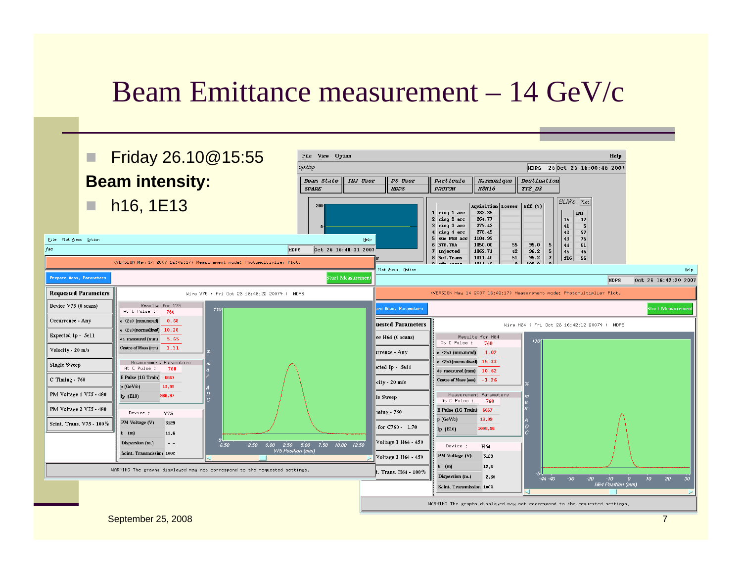# Beam Emittance measurement – 14 GeV/c

- Friday 26.10@15:55

**Beam intensity:**

- h16, 1E13

File View Option Help

opdisp

MDPS 26 Oct 26 16:00:46 2007

| Beam State | INJ User | PS User | Particule | Harmonique | Destination |
|---|---|---|---|---|---|
| SPARE | | MDPS | PROTON | H8H16 | TT2_D3 |

| | | Aquisition | Losses | Eff (%) | |
|---|---|---|---|---|---|
| 1 | ring 1 acc | 282.35 | | | |
| 2 | ring 2 acc | 264.77 | | | |
| 3 | ring 3 acc | 279.42 | | | |
| 4 | ring 4 acc | 278.45 | | | |
| 5 | Sum PSB acc | 1104.99 | | | |
| 6 | BTP.TRA | 1050.00 | 55 | 95.0 | 5 |
| 7 | Injected | 1062.71 | 42 | 96.2 | 5 |
| 8 | Bef.Trans | 1011.40 | 51 | 95.2 | 7 |

BLM's Plot

| | INT |
|---|---|
| 16 | 17 |
| 41 | 5 |
| 42 | 97 |
| 43 | 75 |
| 44 | 81 |
| 45 | 46 |
| f16 | 26 |

File Plot Views Option Help

MDPS Oct 26 16:48:31 2007

(VERSION May 14 2007 16:46:17) Measurement mode: Photomultiplier Plot.

Prepare Meas. Parameters | Start Measurement

**Requested Parameters**

- Device V75 (0 scans)
- Occurrence - Any
- Expected Ip - 5e11
- Velocity - 20 m/s
- Single Sweep
- C Timing - 760
- PM Voltage 1 V75 - 480
- PM Voltage 2 V75 - 480
- Scint. Trans. V75 - 100%

Wire V75 ( Fri Oct 26 16:48:22 2007 ) MDPS

| Results for V75 | |
|---|---|
| At C Pulse : | 760 |
| ε (2σ) (mm.mrad) | 0.60 |
| ε (2σ)(normalised) | 10.28 |
| 4σ measured (mm) | 5.65 |
| Centre of Mass (mm) | 3.31 |

| Measurement Parameters | |
|---|---|
| At C Pulse : | 760 |
| B Pulse (1G Train) | 6667 |
| p (GeV/c) | 13.99 |
| Ip (E10) | 986.97 |

| Device : | V75 |
|---|---|
| PM Voltage (V) | 3129 |
| b (m) | 11.6 |
| Dispersion (m.) | - - |
| Scint. Transmission | 100% |

% max ADC

110

-5

-6.50 -2.50 0.00 2.50 5.00 7.50 10.00 12.50

V75 Position (mm)

WARNING The graphs displayed may not correspond to the requested settings.

Plot Views Option Help

MDPS Oct 26 16:42:20 2007

(VERSION May 14 2007 16:46:17) Measurement mode: Photomultiplier Plot.

Prepare Meas. Parameters | Start Measurement

**Requested Parameters**

- Device H64 (0 scans)
- Occurrence - Any
- Expected Ip - 5e11
- Velocity - 20 m/s
- Single Sweep
- Timing - 760
- Dispersion for C760 - 1.70
- PM Voltage 1 H64 - 450
- PM Voltage 2 H64 - 450
- Scint. Trans. H64 - 100%

Wire H64 ( Fri Oct 26 16:42:12 2007 ) MDPS

| Results for H64 | |
|---|---|
| At C Pulse : | 760 |
| ε (2σ) (mm.mrad) | 1.02 |
| ε (2σ)(normalised) | 15.33 |
| 4σ measured (mm) | 10.62 |
| Centre of Mass (mm) | -3.26 |

| Measurement Parameters | |
|---|---|
| At C Pulse : | 760 |
| B Pulse (1G Train) | 6667 |
| p (GeV/c) | 13.99 |
| Ip (E10) | 1008.96 |

| Device : | H64 |
|---|---|
| PM Voltage (V) | 3129 |
| b (m) | 12.6 |
| Dispersion (m.) | 2.30 |
| Scint. Transmission | 100% |

% max ADC

110

-5

-44 -40 -30 -20 -10 0 10 20 30

H64 Position (mm)

WARNING The graphs displayed may not correspond to the requested settings.

September 25, 2008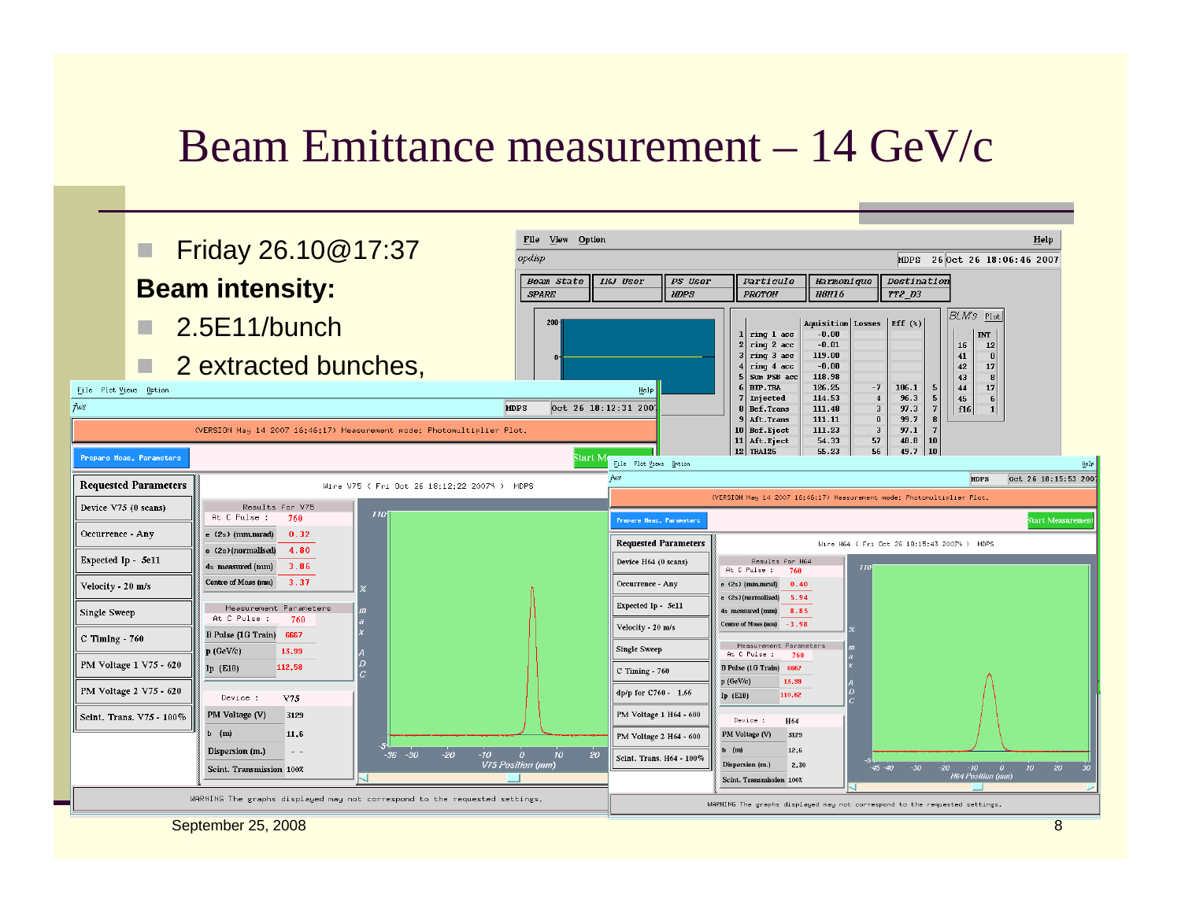# Beam Emittance measurement – 14 GeV/c

- Friday 26.10@17:37

**Beam intensity:**

- 2.5E11/bunch
- 2 extracted bunches,

File View Option Help

opdisp

MDPS 26 Oct 26 18:06:46 2007

| Beam State | INJ User | PS User | Particule | Harmonique | Destination |
|---|---|---|---|---|---|
| SPARE | | HDPS | PROTON | H8H16 | TT2_D3 |

| | | Aquisition | Losses | Eff (%) | |
|---|---|---|---|---|---|
| 1 | ring 1 acc | -0.00 | | | |
| 2 | ring 2 acc | -0.01 | | | |
| 3 | ring 3 acc | 119.00 | | | |
| 4 | ring 4 acc | -0.00 | | | |
| 5 | Sum PSB acc | 118.98 | | | |
| 6 | BTP.TRA | 126.25 | -7 | 106.1 | 5 |
| 7 | Injected | 114.53 | 4 | 96.3 | 5 |
| 8 | Bef.Trans | 111.40 | 3 | 97.3 | 7 |
| 9 | Aft.Trans | 111.11 | 0 | 99.7 | 8 |
| 10 | Bef.Eject | 111.23 | 3 | 97.1 | 7 |
| 11 | Aft.Eject | 54.33 | 57 | 48.8 | 10 |
| 12 | TRA126 | 55.23 | 56 | 49.7 | 10 |

BLM's Plot

| | INT |
|---|---|
| 16 | 12 |
| 41 | 0 |
| 42 | 17 |
| 43 | 8 |
| 44 | 17 |
| 45 | 6 |
| f16 | 1 |

File Plot Views Option Help

fws MDPS Oct 26 18:12:31 2007

(VERSION May 14 2007 16:46:17) Measurement mode: Photomultiplier Plot.

Prepare Meas. Parameters

Requested Parameters

- Device V75 (0 scans)
- Occurrence - Any
- Expected Ip - 5e11
- Velocity - 20 m/s
- Single Sweep
- C Timing - 760
- PM Voltage 1 V75 - 620
- PM Voltage 2 V75 - 620
- Scint. Trans. V75 - 100%

Wire V75 ( Fri Oct 26 18:12:22 2007% ) MDPS

| Results For V75 | |
|---|---|
| At C Pulse : | 760 |
| e (2s) (mm.mrad) | 0.32 |
| e (2s)(normalised) | 4.80 |
| 4s measured (mm) | 3.86 |
| Centre of Mass (mm) | 3.37 |

| Measurement Parameters | |
|---|---|
| At C Pulse : | 760 |
| B Pulse (1G Train) | 6667 |
| p (GeV/c) | 13.99 |
| Ip (E10) | 112.58 |

| Device : | V75 |
|---|---|
| PM Voltage (V) | 3129 |
| b (m) | 11.6 |
| Dispersion (m.) | - - |
| Scint. Transmission | 100% |

110 % max ADC -5 -36 -30 -20 -10 0 10 20 V75 Position (mm)

WARNING The graphs displayed may not correspond to the requested settings.

File Plot Views Option Help

fws MDPS Oct 26 18:15:53 2007

(VERSION May 14 2007 16:46:17) Measurement mode: Photomultiplier Plot.

Prepare Meas. Parameters Start Measurement

Requested Parameters

- Device H64 (0 scans)
- Occurrence - Any
- Expected Ip - 5e11
- Velocity - 20 m/s
- Single Sweep
- C Timing - 760
- dp/p for C760 - 1.66
- PM Voltage 1 H64 - 600
- PM Voltage 2 H64 - 600
- Scint. Trans. H64 - 100%

Wire H64 ( Fri Oct 26 18:15:43 2007% ) MDPS

| Results For H64 | |
|---|---|
| At C Pulse : | 760 |
| e (2s) (mm.mrad) | 0.40 |
| e (2s)(normalised) | 5.94 |
| 4s measured (mm) | 8.85 |
| Centre of Mass (mm) | -3.98 |

| Measurement Parameters | |
|---|---|
| At C Pulse : | 760 |
| B Pulse (1G Train) | 6667 |
| p (GeV/c) | 13.99 |
| Ip (E10) | 110.62 |

| Device : | H64 |
|---|---|
| PM Voltage (V) | 3129 |
| b (m) | 12.6 |
| Dispersion (m.) | 2.30 |
| Scint. Transmission | 100% |

110 % max ADC -5 -45 -40 -30 -20 -10 0 10 20 30 H64 Position (mm)

WARNING The graphs displayed may not correspond to the requested settings.

September 25, 2008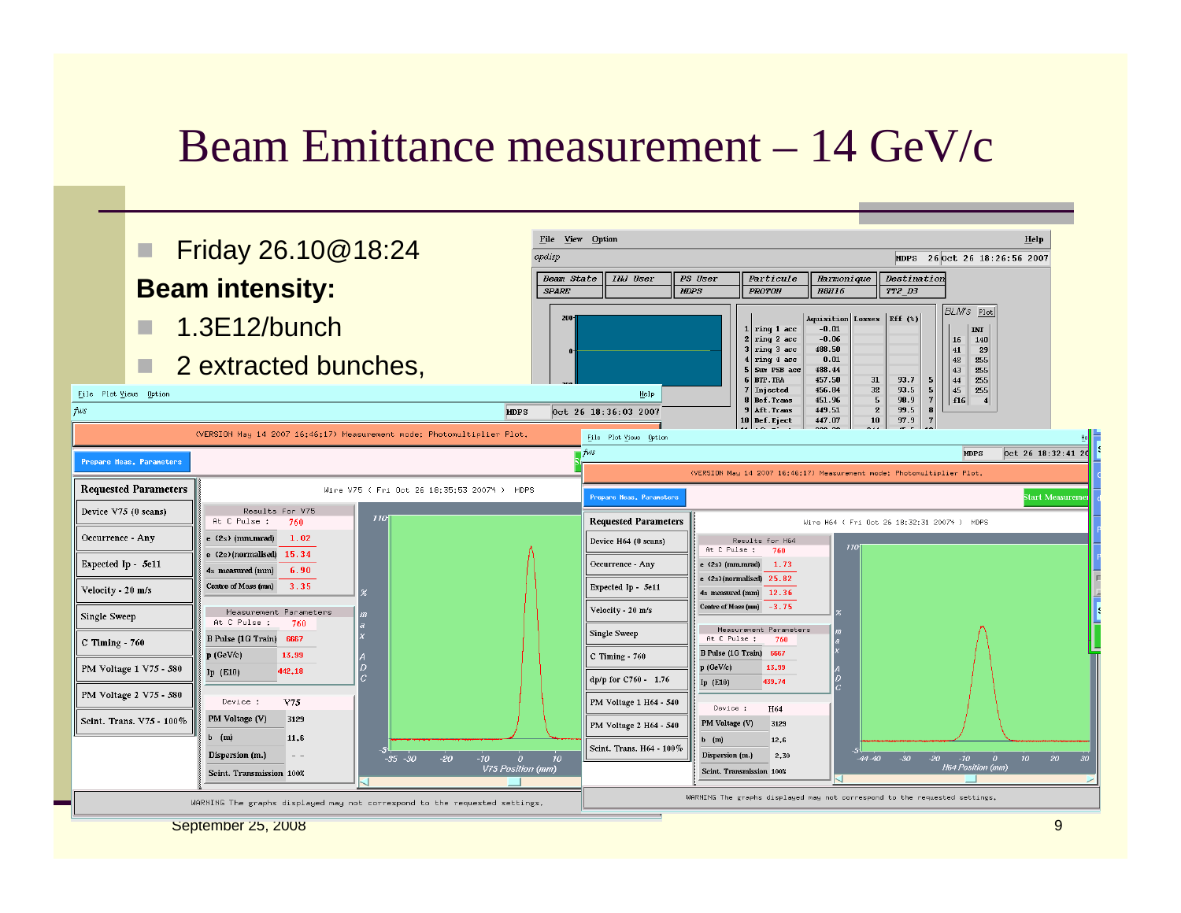# Beam Emittance measurement – 14 GeV/c

- Friday 26.10@18:24

**Beam intensity:**

- 1.3E12/bunch
- 2 extracted bunches,

File View Option Help

opdisp MDPS 26 Oct 26 18:26:56 2007

| Beam State | INJ User | PS User | Particule | Harmonique | Destination |
|---|---|---|---|---|---|
| SPARE | | MDPS | PROTON | H8H16 | TT2_D3 |

| | | Aquisition | Losses | Eff (%) | |
|---|---|---|---|---|---|
| 1 | ring 1 acc | -0.01 | | | |
| 2 | ring 2 acc | -0.06 | | | |
| 3 | ring 3 acc | 488.50 | | | |
| 4 | ring 4 acc | 0.01 | | | |
| 5 | Sum PSB acc | 488.44 | | | |
| 6 | BTP.TRA | 457.50 | 31 | 93.7 | 5 |
| 7 | Injected | 456.84 | 32 | 93.5 | 5 |
| 8 | Bef.Trans | 451.96 | 5 | 98.9 | 7 |
| 9 | Aft.Trans | 449.51 | 2 | 99.5 | 8 |
| 10 | Bef.Eject | 447.07 | 10 | 97.9 | 7 |

BLM's Plot

| | INT |
|---|---|
| 16 | 140 |
| 41 | 29 |
| 42 | 255 |
| 43 | 255 |
| 44 | 255 |
| 45 | 255 |
| f16 | 4 |

File Plot Views Option Help

fws MDPS Oct 26 18:36:03 2007

(VERSION May 14 2007 16:46:17) Measurement mode: Photomultiplier Plot.

Prepare Meas. Parameters

| Requested Parameters |
|---|
| Device V75 (0 scans) |
| Occurrence - Any |
| Expected Ip - 5e11 |
| Velocity - 20 m/s |
| Single Sweep |
| C Timing - 760 |
| PM Voltage 1 V75 - 580 |
| PM Voltage 2 V75 - 580 |
| Scint. Trans. V75 - 100% |

Wire V75 ( Fri Oct 26 18:35:53 2007* ) MDPS

| Results For V75 | |
|---|---|
| At C Pulse : | 760 |
| e (2s) (mm.mrad) | 1.02 |
| e (2s)(normalised) | 15.34 |
| 4s measured (mm) | 6.90 |
| Centre of Mass (mm) | 3.35 |

| Measurement Parameters | |
|---|---|
| At C Pulse : | 760 |
| B Pulse (1G Train) | 6667 |
| p (GeV/c) | 13.99 |
| Ip (E10) | 442.18 |

| Device : | V75 |
|---|---|
| PM Voltage (V) | 3129 |
| b (m) | 11.6 |
| Dispersion (m.) | - - |
| Scint. Transmission | 100% |

110

% max ADC

-5

-35 -30 -20 -10 0 10

V75 Position (mm)

WARNING The graphs displayed may not correspond to the requested settings.

File Plot Views Option

fws MDPS Oct 26 18:32:41 20

(VERSION May 14 2007 16:46:17) Measurement mode: Photomultiplier Plot.

Prepare Meas. Parameters Start Measuremen

| Requested Parameters |
|---|
| Device H64 (0 scans) |
| Occurrence - Any |
| Expected Ip - 5e11 |
| Velocity - 20 m/s |
| Single Sweep |
| C Timing - 760 |
| dp/p for C760 - 1.76 |
| PM Voltage 1 H64 - 540 |
| PM Voltage 2 H64 - 540 |
| Scint. Trans. H64 - 100% |

Wire H64 ( Fri Oct 26 18:32:31 2007* ) MDPS

| Results for H64 | |
|---|---|
| At C Pulse : | 760 |
| e (2s) (mm.mrad) | 1.73 |
| e (2s)(normalised) | 25.82 |
| 4s measured (mm) | 12.36 |
| Centre of Mass (mm) | -3.75 |

| Measurement Parameters | |
|---|---|
| At C Pulse : | 760 |
| B Pulse (1G Train) | 6667 |
| p (GeV/c) | 13.99 |
| Ip (E10) | 439.74 |

| Device : | H64 |
|---|---|
| PM Voltage (V) | 3129 |
| b (m) | 12.6 |
| Dispersion (m.) | 2.30 |
| Scint. Transmission | 100% |

110

% max ADC

-5

-44 -40 -30 -20 -10 0 10 20 30

H64 Position (mm)

WARNING The graphs displayed may not correspond to the requested settings.

September 25, 2008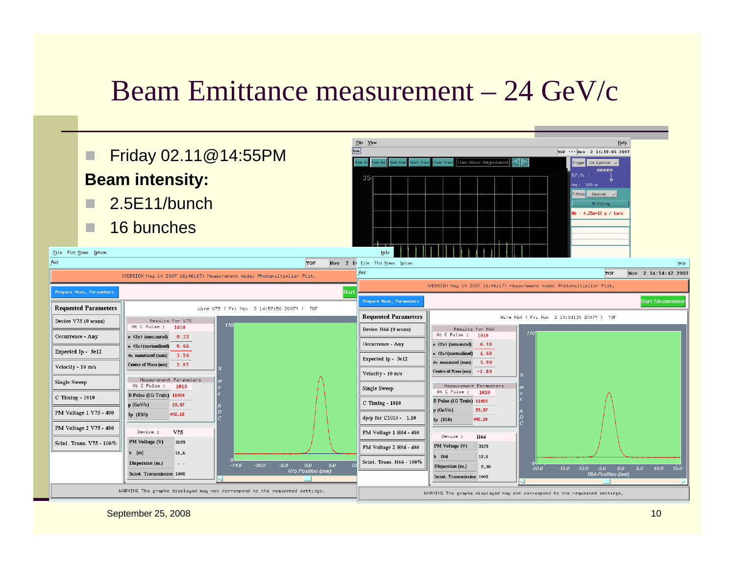# Beam Emittance measurement – 24 GeV/c

- Friday 02.11@14:55PM

**Beam intensity:**

- 2.5E11/bunch
- 16 bunches

File  View  Help

TOF  Nov 2 14:59:05 2007

Zoom In  Zoom Out  Undo Zoom  Store Trace  Clear Trace  Time Base Adjustment

Trigger  1st Ejection

RF/h : 1

Acq : 1020 ms

Fitting  Gaussian

1D Fitting

Nb = 4.25e+12 p / turn

35

File  Plot Views  Option  Help

TOF  Nov 2 14

(VERSION May 14 2007 16:46:17) Measurement mode: Photomultiplier Plot.

Prepare Meas. Parameters  Start

**Requested Parameters**

Device V75 (0 scans)

Occurrence - Any

Expected Ip - 5e12

Velocity - 10 m/s

Single Sweep

C Timing - 1010

PM Voltage 1 V75 - 480

PM Voltage 2 V75 - 480

Scint. Trans. V75 - 100%

Wire V75 ( Fri Nov 2 14:57:56 2007 ) TOF

Results For V75

| | |
|---|---|
| At C Pulse : | 1010 |
| e (2s) (mm.mrad) | 0.33 |
| e (2s) (normalised) | 8.66 |
| 4s measured (mm) | 3.96 |
| Centre of Mass (mm) | 2.87 |

Measurement Parameters

| | |
|---|---|
| At C Pulse : | 1010 |
| B Pulse (1G Train) | 11424 |
| p (GeV/c) | 23.97 |
| Ip (E10) | 442.18 |

| | |
|---|---|
| Device : | V75 |
| PM Voltage (V) | 3129 |
| b (m) | 11.6 |
| Dispersion (m.) | – – |
| Scint. Transmission | 100% |

110

% max ADC

-5

-14.9  -10.0  -5.0  0.0  5.0  10

V75 Position (mm)

WARNING The graphs displayed may not correspond to the requested settings.

File  Plot Views  Option  Help

TOF  Nov 2 14:54:42 2007

(VERSION May 14 2007 16:46:17) Measurement mode: Photomultiplier Plot.

Prepare Meas. Parameters  Start Measurement

**Requested Parameters**

Device H64 (0 scans)

Occurrence - Any

Expected Ip - 5e12

Velocity - 10 m/s

Single Sweep

C Timing - 1010

dp/p for C1010 - 1.10

PM Voltage 1 H64 - 480

PM Voltage 2 H64 - 480

Scint. Trans. H64 - 100%

Wire H64 ( Fri Nov 2 14:54:34 2007 ) TOF

Results For H64

| | |
|---|---|
| At C Pulse : | 1010 |
| e (2s) (mm.mrad) | 0.18 |
| e (2s) (normalised) | 4.60 |
| 4s measured (mm) | 5.90 |
| Centre of Mass (mm) | -2.09 |

Measurement Parameters

| | |
|---|---|
| At C Pulse : | 1010 |
| B Pulse (1G Train) | 11423 |
| p (GeV/c) | 23.97 |
| Ip (E10) | 442.18 |

| | |
|---|---|
| Device : | H64 |
| PM Voltage (V) | 3129 |
| b (m) | 12.6 |
| Dispersion (m.) | 2.30 |
| Scint. Transmission | 100% |

110

% max ADC

-5

-22.0  -15.0  -10.0  -5.0  0.0  5.0  10.0  15.0

H64 Position (mm)

WARNING The graphs displayed may not correspond to the requested settings.

September 25, 2008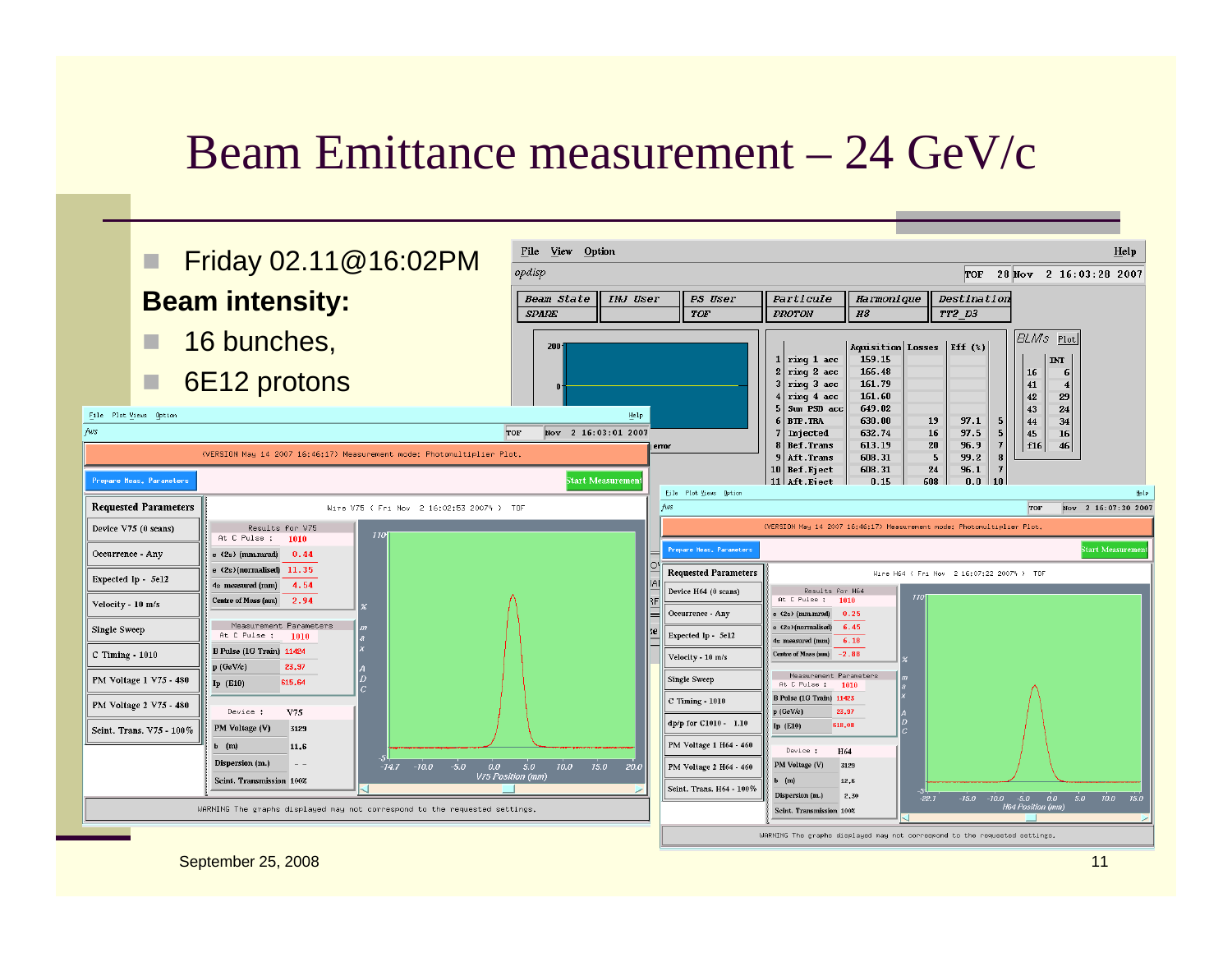# Beam Emittance measurement – 24 GeV/c

- Friday 02.11@16:02PM

**Beam intensity:**

- 16 bunches,
- 6E12 protons

File View Option Help

opdisp

TOF 28 Nov 2 16:03:28 2007

| Beam State | INJ User | PS User | Particule | Harmonique | Destination |
|---|---|---|---|---|---|
| SPARE | | TOF | PROTON | H8 | TT2_D3 |

| | | Aquisition | Losses | Eff (%) | |
|---|---|---|---|---|---|
| 1 | ring 1 acc | 159.15 | | | |
| 2 | ring 2 acc | 166.48 | | | |
| 3 | ring 3 acc | 161.79 | | | |
| 4 | ring 4 acc | 161.60 | | | |
| 5 | Sum PSB acc | 649.02 | | | |
| 6 | BTP.TRA | 630.00 | 19 | 97.1 | 5 |
| 7 | Injected | 632.74 | 16 | 97.5 | 5 |
| 8 | Bef.Trans | 613.19 | 20 | 96.9 | 7 |
| 9 | Aft.Trans | 608.31 | 5 | 99.2 | 8 |
| 10 | Bef.Eject | 608.31 | 24 | 96.1 | 7 |
| 11 | Aft.Eject | 0.15 | 608 | 0.0 | 10 |

BLMs Plot

| | INT |
|---|---|
| 16 | 6 |
| 41 | 4 |
| 42 | 29 |
| 43 | 24 |
| 44 | 34 |
| 45 | 16 |
| f16 | 46 |

---

File Plot Views Option Help

fws

TOF Nov 2 16:03:01 2007

(VERSION May 14 2007 16:46:17) Measurement mode: Photomultiplier Plot.

Prepare Meas. Parameters — Start Measurement

| Requested Parameters |
|---|
| Device V75 (0 scans) |
| Occurrence - Any |
| Expected Ip - 5e12 |
| Velocity - 10 m/s |
| Single Sweep |
| C Timing - 1010 |
| PM Voltage 1 V75 - 480 |
| PM Voltage 2 V75 - 480 |
| Scint. Trans. V75 - 100% |

Results for V75

| | |
|---|---|
| At C Pulse : | 1010 |
| e (2s) (mm.mrad) | 0.44 |
| e (2s) (normalised) | 11.35 |
| 4s measured (mm) | 4.54 |
| Centre of Mass (mm) | 2.94 |

Measurement Parameters

| | |
|---|---|
| At C Pulse : | 1010 |
| B Pulse (10 Train) | 11424 |
| p (GeV/c) | 23.97 |
| Ip (E10) | 615.64 |

| | |
|---|---|
| Device : | V75 |
| PM Voltage (V) | 3129 |
| b (m) | 11.6 |
| Dispersion (m.) | - - |
| Scint. Transmission | 100% |

Wire V75 ( Fri Nov 2 16:02:53 2007 ) TOF

110
% max ADC
-5
-14.7 -10.0 -5.0 0.0 5.0 10.0 15.0 20.0
V75 Position (mm)

WARNING The graphs displayed may not correspond to the requested settings.

---

File Plot Views Option Help

fws

TOF Nov 2 16:07:30 2007

(VERSION May 14 2007 16:46:17) Measurement mode: Photomultiplier Plot.

Prepare Meas. Parameters — Start Measurement

| Requested Parameters |
|---|
| Device H64 (0 scans) |
| Occurrence - Any |
| Expected Ip - 5e12 |
| Velocity - 10 m/s |
| Single Sweep |
| C Timing - 1010 |
| dp/p for C1010 - 1.10 |
| PM Voltage 1 H64 - 460 |
| PM Voltage 2 H64 - 460 |
| Scint. Trans. H64 - 100% |

Results for H64

| | |
|---|---|
| At C Pulse : | 1010 |
| e (2s) (mm.mrad) | 0.25 |
| e (2s)(normalised) | 6.45 |
| 4s measured (mm) | 6.18 |
| Centre of Mass (mm) | -2.88 |

Measurement Parameters

| | |
|---|---|
| At C Pulse : | 1010 |
| B Pulse (10 Train) | 11423 |
| p (GeV/c) | 23.97 |
| Ip (E10) | 618.08 |

| | |
|---|---|
| Device : | H64 |
| PM Voltage (V) | 3129 |
| b (m) | 12.6 |
| Dispersion (m.) | 2.39 |
| Scint. Transmission | 100% |

Wire H64 ( Fri Nov 2 16:07:22 2007 ) TOF

110
% max ADC
-3
-22.1 -15.0 -10.0 -5.0 0.0 5.0 10.0 15.0
H64 Position (mm)

WARNING The graphs displayed may not correspond to the requested settings.

September 25, 2008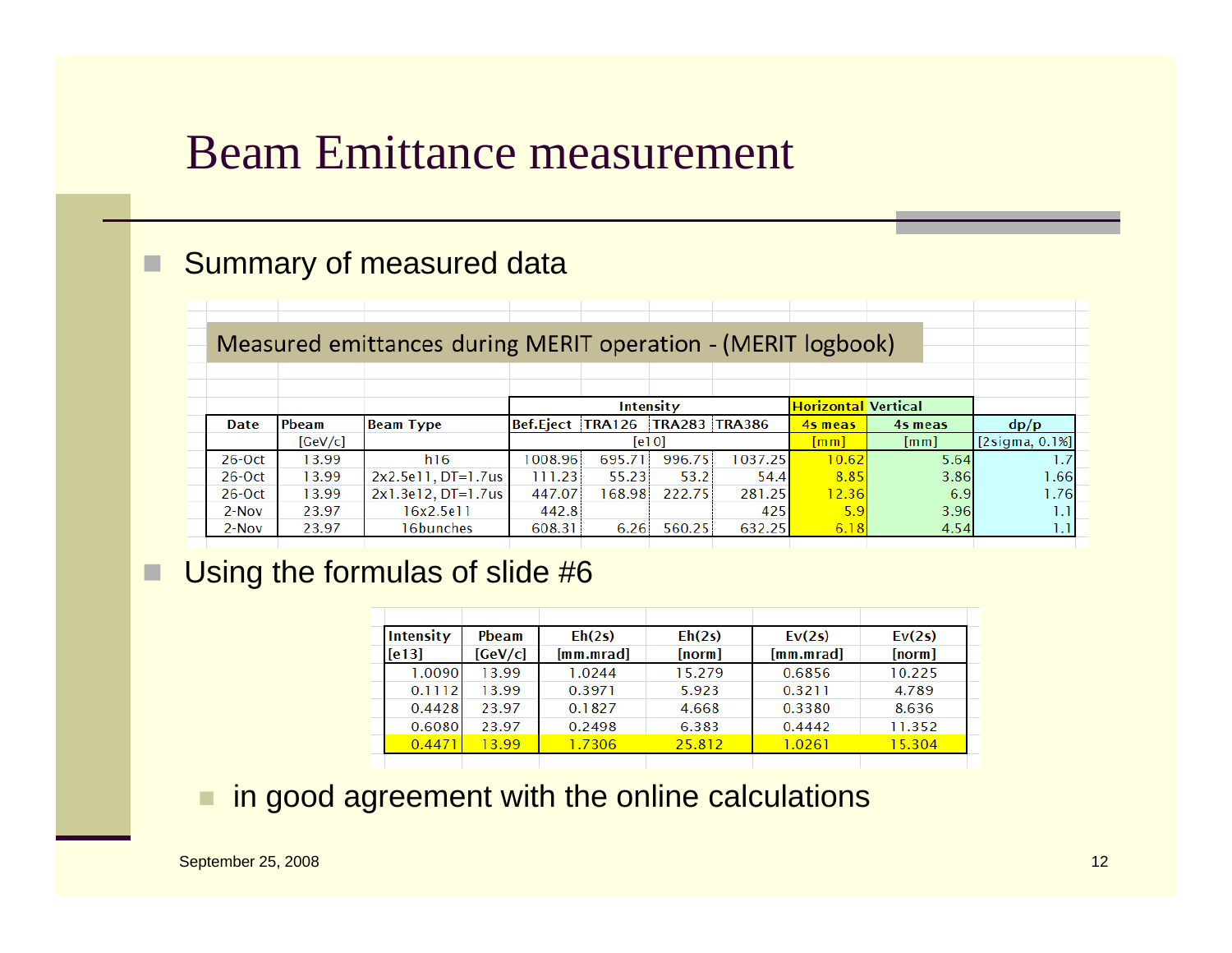# Beam Emittance measurement

- Summary of measured data

Measured emittances during MERIT operation - (MERIT logbook)

| Date | Pbeam | Beam Type | Intensity | | | | Horizontal | Vertical | dp/p |
|---|---|---|---|---|---|---|---|---|---|
| | | | Bef.Eject | TRA126 | TRA283 | TRA386 | 4s meas | 4s meas | dp/p |
| | [GeV/c] | | [e10] | | | | [mm] | [mm] | [2sigma, 0.1%] |
| 26-Oct | 13.99 | h16 | 1008.96 | 695.71 | 996.75 | 1037.25 | 10.62 | 5.64 | 1.7 |
| 26-Oct | 13.99 | 2x2.5e11, DT=1.7us | 111.23 | 55.23 | 53.2 | 54.4 | 8.85 | 3.86 | 1.66 |
| 26-Oct | 13.99 | 2x1.3e12, DT=1.7us | 447.07 | 168.98 | 222.75 | 281.25 | 12.36 | 6.9 | 1.76 |
| 2-Nov | 23.97 | 16x2.5e11 | 442.8 | | | 425 | 5.9 | 3.96 | 1.1 |
| 2-Nov | 23.97 | 16bunches | 608.31 | 6.26 | 560.25 | 632.25 | 6.18 | 4.54 | 1.1 |

- Using the formulas of slide #6

| Intensity [e13] | Pbeam [GeV/c] | Eh(2s) [mm.mrad] | Eh(2s) [norm] | Ev(2s) [mm.mrad] | Ev(2s) [norm] |
|---|---|---|---|---|---|
| 1.0090 | 13.99 | 1.0244 | 15.279 | 0.6856 | 10.225 |
| 0.1112 | 13.99 | 0.3971 | 5.923 | 0.3211 | 4.789 |
| 0.4428 | 23.97 | 0.1827 | 4.668 | 0.3380 | 8.636 |
| 0.6080 | 23.97 | 0.2498 | 6.383 | 0.4442 | 11.352 |
| 0.4471 | 13.99 | 1.7306 | 25.812 | 1.0261 | 15.304 |

- in good agreement with the online calculations

September 25, 2008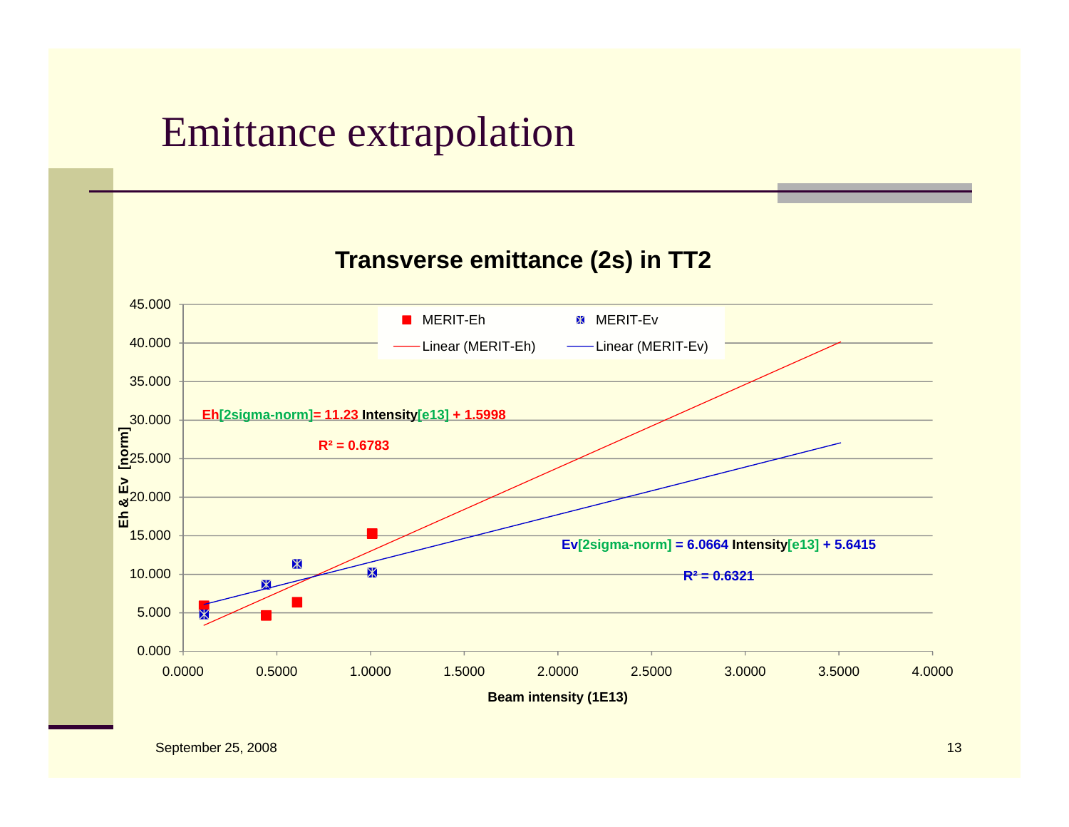# Emittance extrapolation

**Transverse emittance (2s) in TT2**

MERIT-Eh

MERIT-Ev

Linear (MERIT-Eh)

Linear (MERIT-Ev)

**Eh[2sigma-norm]= 11.23 Intensity[e13] + 1.5998**

**$R^2$ = 0.6783**

**Ev[2sigma-norm] = 6.0664 Intensity[e13] + 5.6415**

**$R^2$ = 0.6321**

Eh & Ev [norm]

45.000
40.000
35.000
30.000
25.000
20.000
15.000
10.000
5.000
0.000

0.0000 0.5000 1.0000 1.5000 2.0000 2.5000 3.0000 3.5000 4.0000

Beam intensity (1E13)

September 25, 2008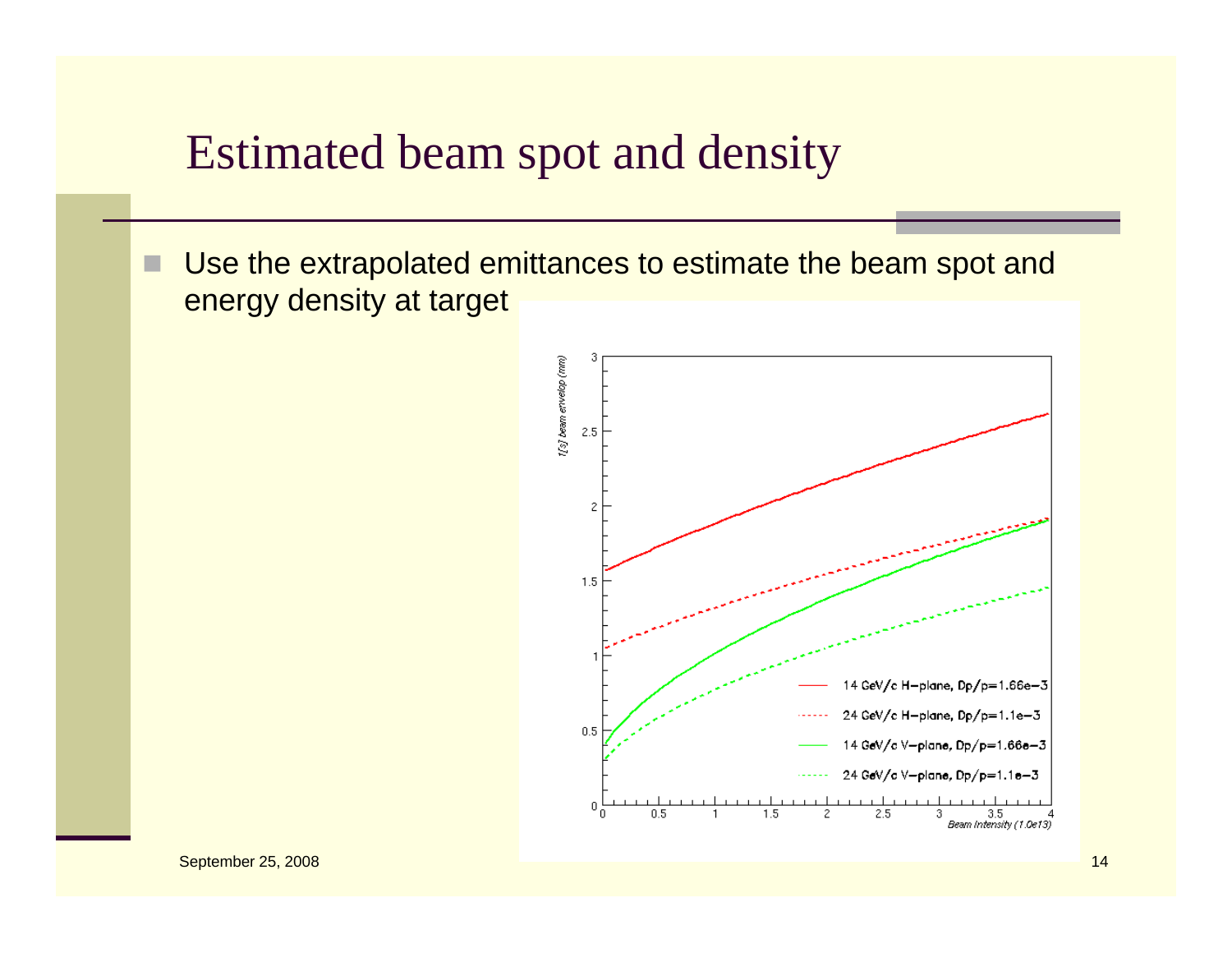# Estimated beam spot and density

- Use the extrapolated emittances to estimate the beam spot and energy density at target

1[s] beam envelop (mm)

3
2.5
2
1.5
1
0.5
0

0 0.5 1 1.5 2 2.5 3 3.5 4

Beam Intensity (1.0e13)

14 GeV/c H−plane, Dp/p=1.66e−3

24 GeV/c H−plane, Dp/p=1.1e−3

14 GeV/c V−plane, Dp/p=1.66e−3

24 GeV/c V−plane, Dp/p=1.1e−3

September 25, 2008